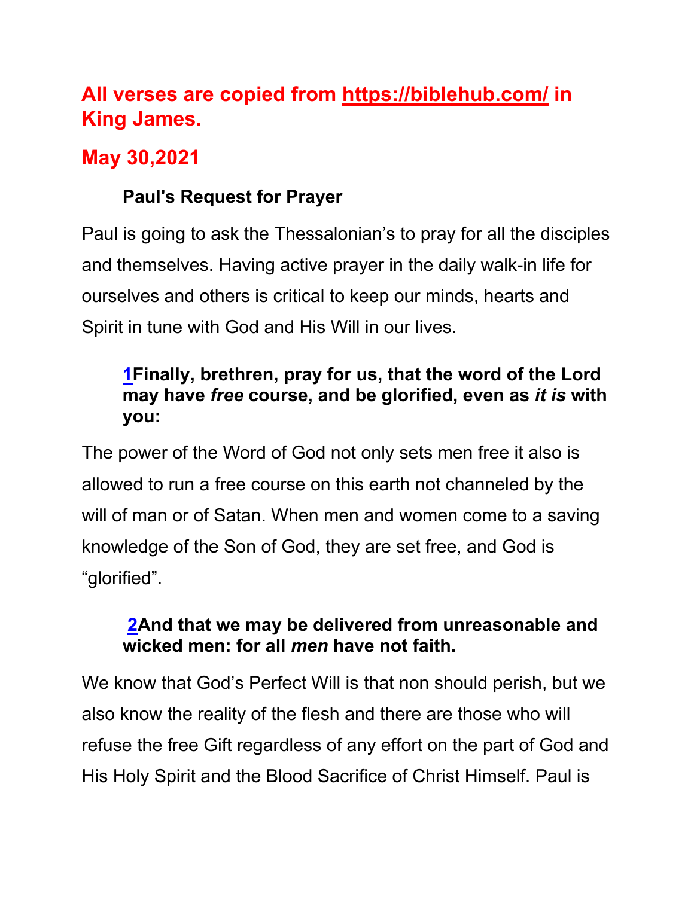## All verses are copied from https://biblehub.com/ in King James.

## May 30,2021

### Paul's Request for Prayer

Paul is going to ask the Thessalonian's to pray for all the disciples and themselves. Having active prayer in the daily walk-in life for ourselves and others is critical to keep our minds, hearts and Spirit in tune with God and His Will in our lives.

> **1Finally, brethren, pray for us, that the word of the Lord may have *free* course, and be glorified, even as *it is* with you:**

The power of the Word of God not only sets men free it also is allowed to run a free course on this earth not channeled by the will of man or of Satan. When men and women come to a saving knowledge of the Son of God, they are set free, and God is "glorified".

> **2And that we may be delivered from unreasonable and wicked men: for all *men* have not faith.**

We know that God's Perfect Will is that non should perish, but we also know the reality of the flesh and there are those who will refuse the free Gift regardless of any effort on the part of God and His Holy Spirit and the Blood Sacrifice of Christ Himself. Paul is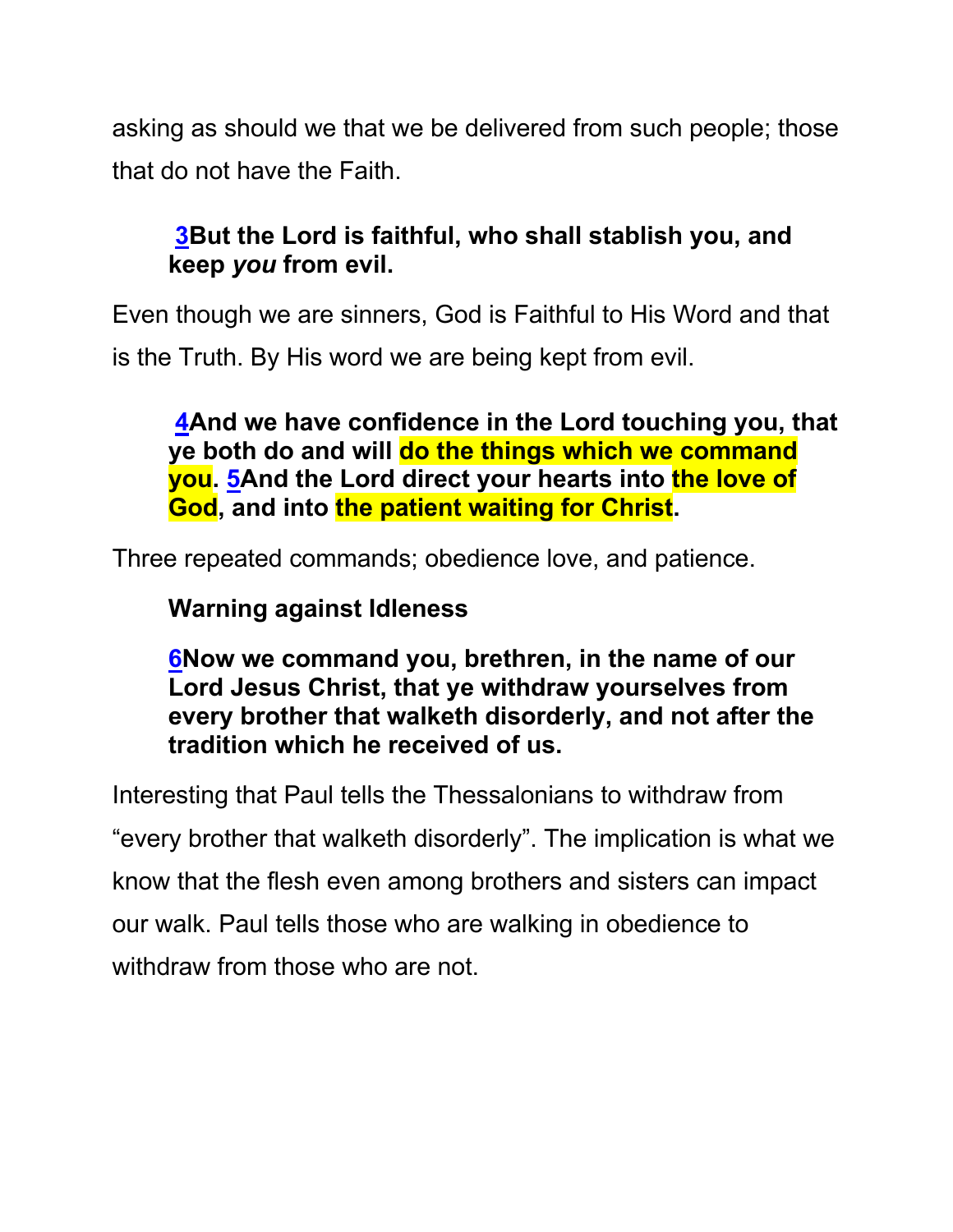asking as should we that we be delivered from such people; those that do not have the Faith.

> **[3](#)But the Lord is faithful, who shall stablish you, and keep *you* from evil.**

Even though we are sinners, God is Faithful to His Word and that is the Truth. By His word we are being kept from evil.

> **[4](#)And we have confidence in the Lord touching you, that ye both do and will do the things which we command you. [5](#)And the Lord direct your hearts into the love of God, and into the patient waiting for Christ.**

Three repeated commands; obedience love, and patience.

> **Warning against Idleness**
>
> **[6](#)Now we command you, brethren, in the name of our Lord Jesus Christ, that ye withdraw yourselves from every brother that walketh disorderly, and not after the tradition which he received of us.**

Interesting that Paul tells the Thessalonians to withdraw from "every brother that walketh disorderly". The implication is what we know that the flesh even among brothers and sisters can impact our walk. Paul tells those who are walking in obedience to withdraw from those who are not.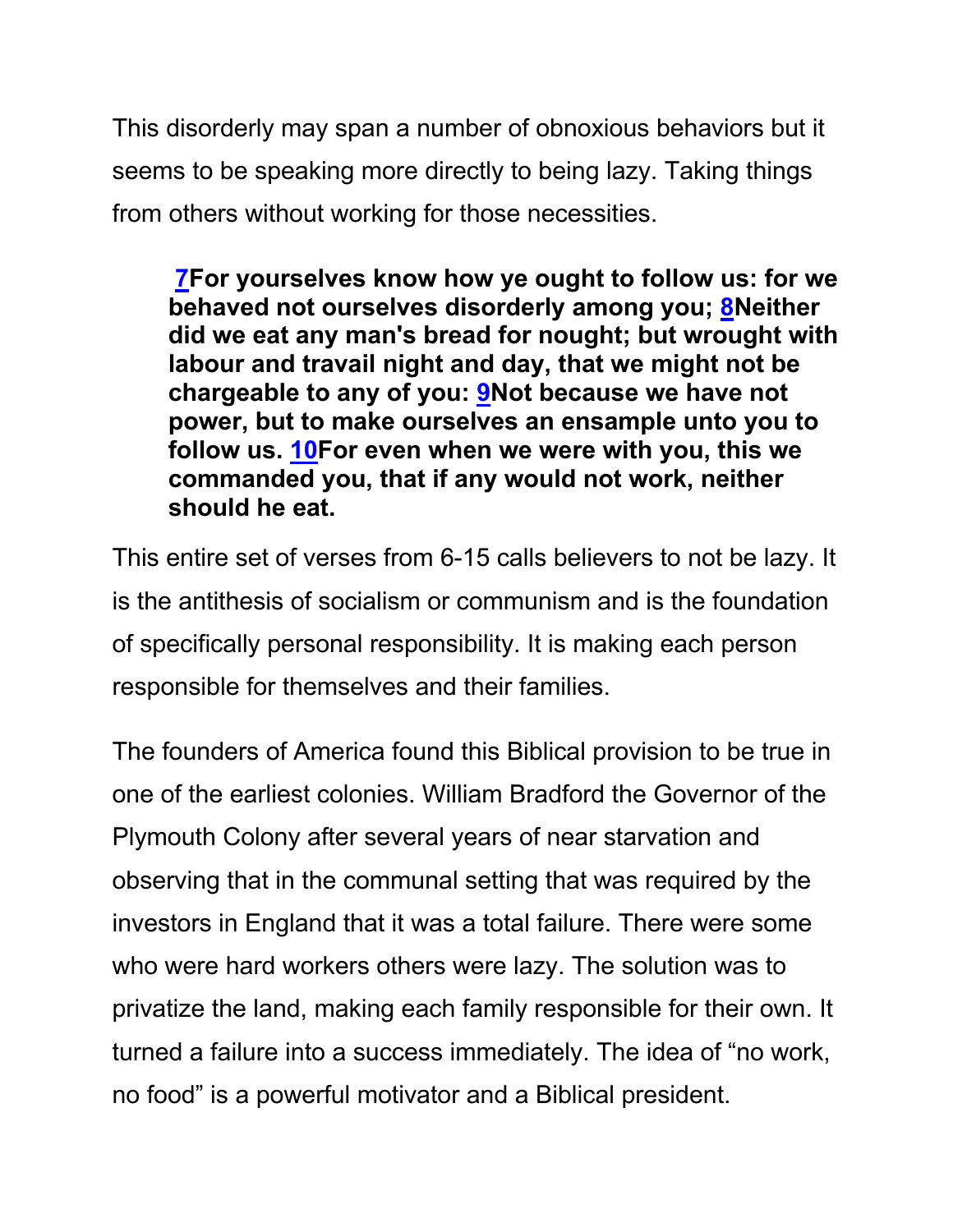This disorderly may span a number of obnoxious behaviors but it seems to be speaking more directly to being lazy. Taking things from others without working for those necessities.

> **7For yourselves know how ye ought to follow us: for we behaved not ourselves disorderly among you; 8Neither did we eat any man's bread for nought; but wrought with labour and travail night and day, that we might not be chargeable to any of you: 9Not because we have not power, but to make ourselves an ensample unto you to follow us. 10For even when we were with you, this we commanded you, that if any would not work, neither should he eat.**

This entire set of verses from 6-15 calls believers to not be lazy. It is the antithesis of socialism or communism and is the foundation of specifically personal responsibility. It is making each person responsible for themselves and their families.

The founders of America found this Biblical provision to be true in one of the earliest colonies. William Bradford the Governor of the Plymouth Colony after several years of near starvation and observing that in the communal setting that was required by the investors in England that it was a total failure. There were some who were hard workers others were lazy. The solution was to privatize the land, making each family responsible for their own. It turned a failure into a success immediately. The idea of "no work, no food" is a powerful motivator and a Biblical president.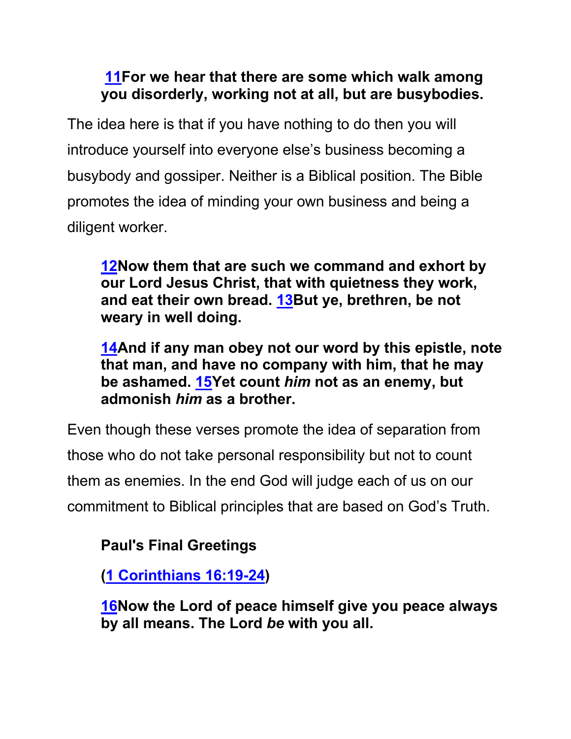**11For we hear that there are some which walk among you disorderly, working not at all, but are busybodies.**

The idea here is that if you have nothing to do then you will introduce yourself into everyone else's business becoming a busybody and gossiper. Neither is a Biblical position. The Bible promotes the idea of minding your own business and being a diligent worker.

**12Now them that are such we command and exhort by our Lord Jesus Christ, that with quietness they work, and eat their own bread. 13But ye, brethren, be not weary in well doing.**

**14And if any man obey not our word by this epistle, note that man, and have no company with him, that he may be ashamed. 15Yet count *him* not as an enemy, but admonish *him* as a brother.**

Even though these verses promote the idea of separation from those who do not take personal responsibility but not to count them as enemies. In the end God will judge each of us on our commitment to Biblical principles that are based on God's Truth.

**Paul's Final Greetings**

**(1 Corinthians 16:19-24)**

**16Now the Lord of peace himself give you peace always by all means. The Lord *be* with you all.**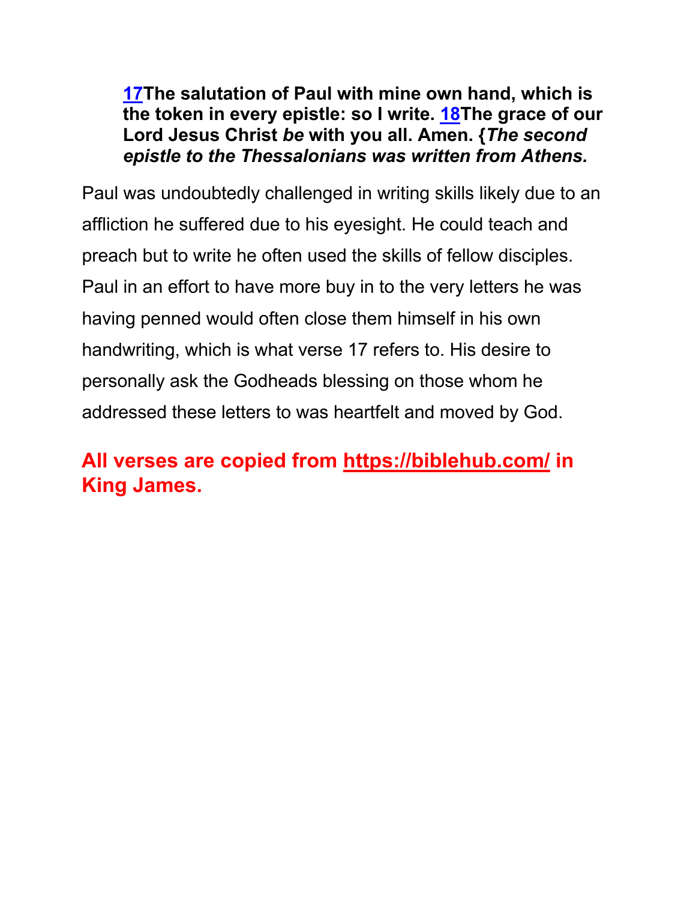> **[17](https://biblehub.com/)The salutation of Paul with mine own hand, which is the token in every epistle: so I write. [18](https://biblehub.com/)The grace of our Lord Jesus Christ *be* with you all. Amen. {*The second epistle to the Thessalonians was written from Athens.***

Paul was undoubtedly challenged in writing skills likely due to an affliction he suffered due to his eyesight. He could teach and preach but to write he often used the skills of fellow disciples. Paul in an effort to have more buy in to the very letters he was having penned would often close them himself in his own handwriting, which is what verse 17 refers to. His desire to personally ask the Godheads blessing on those whom he addressed these letters to was heartfelt and moved by God.

**All verses are copied from [https://biblehub.com/](https://biblehub.com/) in King James.**